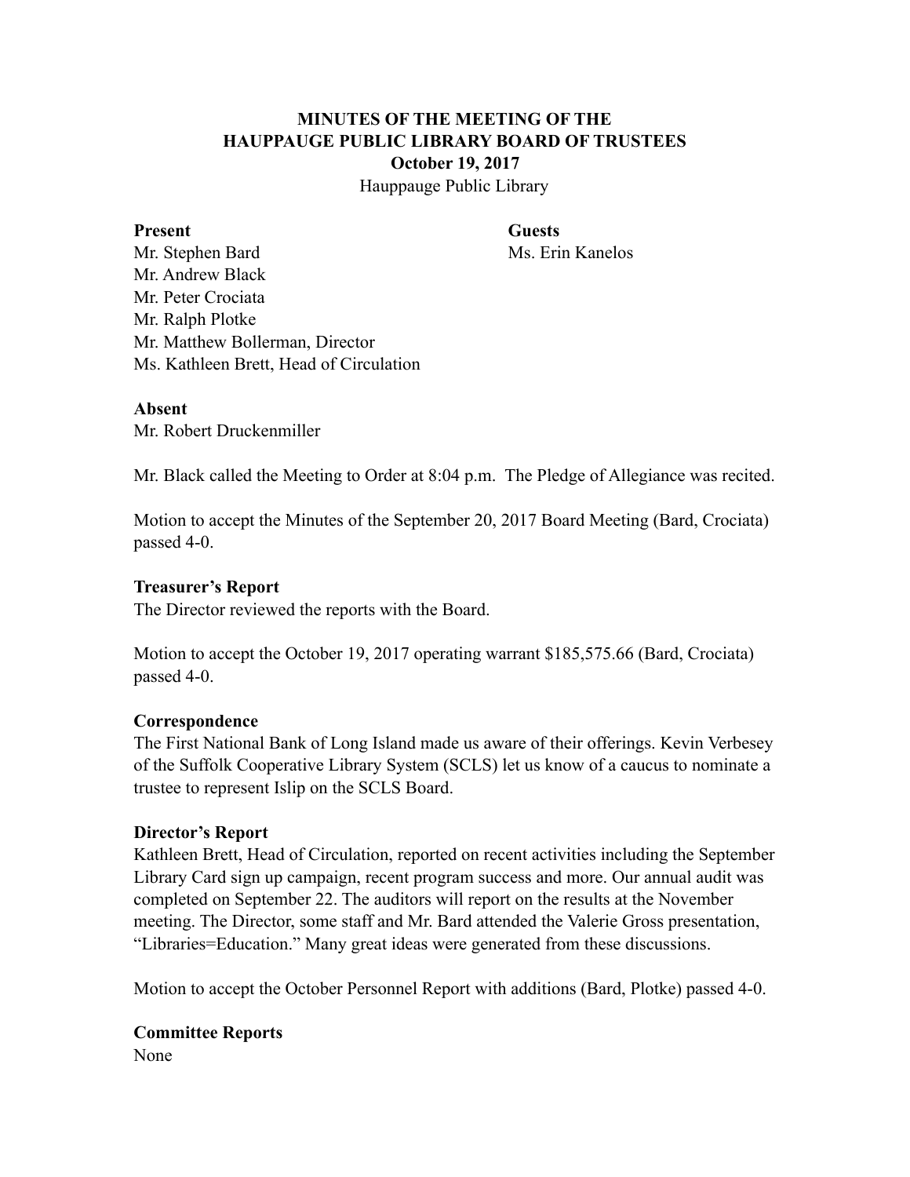# MINUTES OF THE MEETING OF THE HAUPPAUGE PUBLIC LIBRARY BOARD OF TRUSTEES
## October 19, 2017
Hauppauge Public Library

**Present**
Mr. Stephen Bard
Mr. Andrew Black
Mr. Peter Crociata
Mr. Ralph Plotke
Mr. Matthew Bollerman, Director
Ms. Kathleen Brett, Head of Circulation

**Guests**
Ms. Erin Kanelos

**Absent**
Mr. Robert Druckenmiller

Mr. Black called the Meeting to Order at 8:04 p.m. The Pledge of Allegiance was recited.

Motion to accept the Minutes of the September 20, 2017 Board Meeting (Bard, Crociata) passed 4-0.

**Treasurer's Report**
The Director reviewed the reports with the Board.

Motion to accept the October 19, 2017 operating warrant $185,575.66 (Bard, Crociata) passed 4-0.

**Correspondence**
The First National Bank of Long Island made us aware of their offerings. Kevin Verbesey of the Suffolk Cooperative Library System (SCLS) let us know of a caucus to nominate a trustee to represent Islip on the SCLS Board.

**Director's Report**
Kathleen Brett, Head of Circulation, reported on recent activities including the September Library Card sign up campaign, recent program success and more. Our annual audit was completed on September 22. The auditors will report on the results at the November meeting. The Director, some staff and Mr. Bard attended the Valerie Gross presentation, "Libraries=Education." Many great ideas were generated from these discussions.

Motion to accept the October Personnel Report with additions (Bard, Plotke) passed 4-0.

**Committee Reports**
None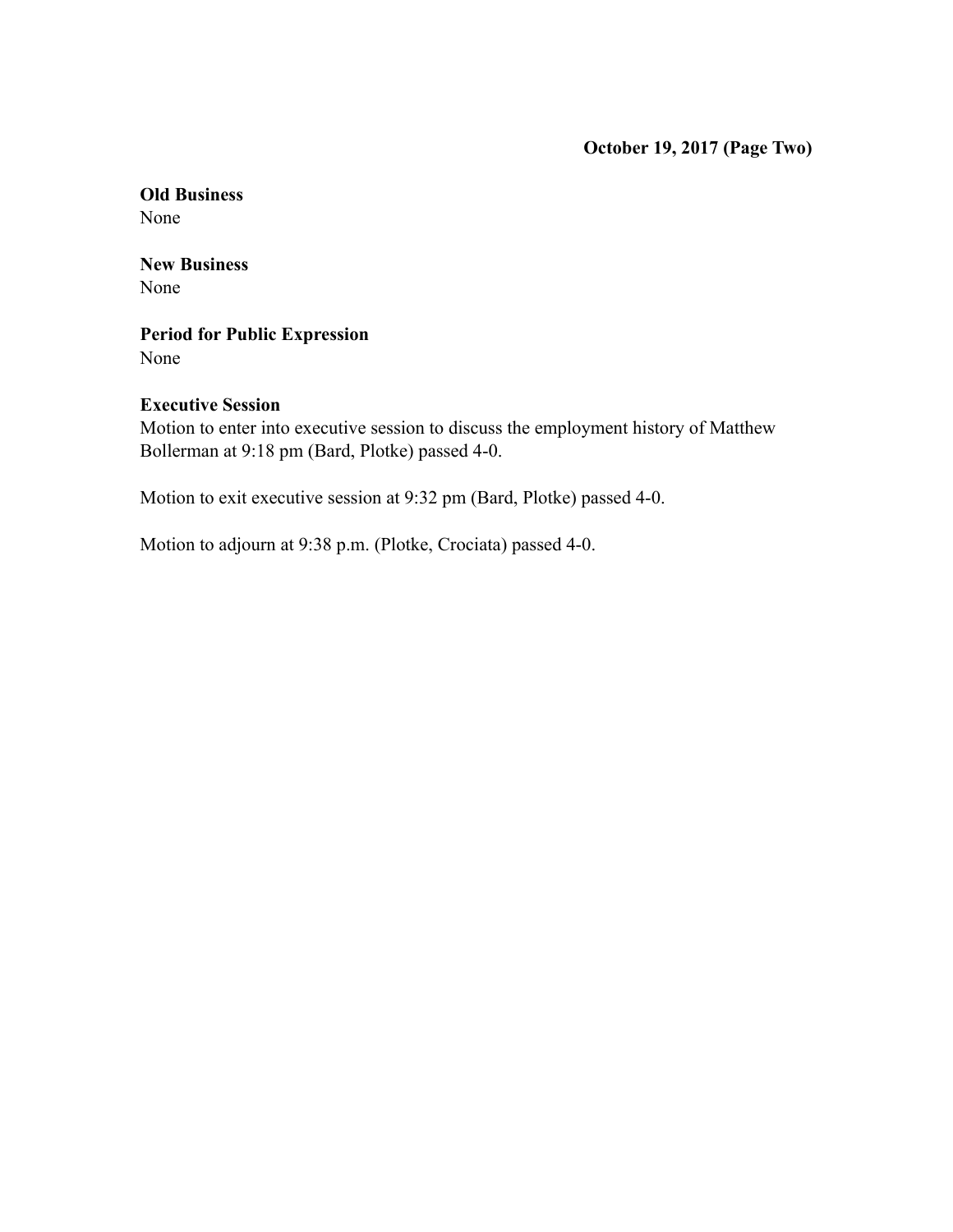**Old Business**
None

**New Business**
None

**Period for Public Expression**
None

**Executive Session**
Motion to enter into executive session to discuss the employment history of Matthew Bollerman at 9:18 pm (Bard, Plotke) passed 4-0.

Motion to exit executive session at 9:32 pm (Bard, Plotke) passed 4-0.

Motion to adjourn at 9:38 p.m. (Plotke, Crociata) passed 4-0.